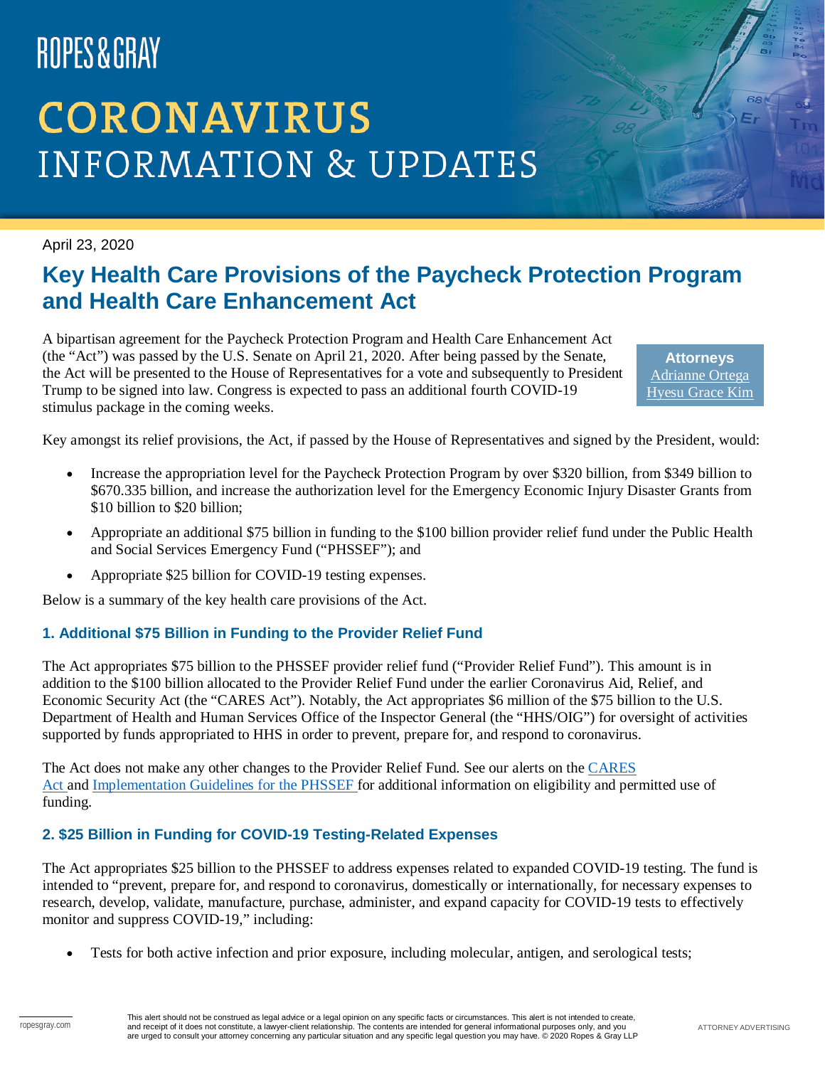ROPES & GRAY

# CORONAVIRUS INFORMATION & UPDATES

April 23, 2020

## Key Health Care Provisions of the Paycheck Protection Program and Health Care Enhancement Act

**Attorneys**
Adrianne Ortega
Hyesu Grace Kim

A bipartisan agreement for the Paycheck Protection Program and Health Care Enhancement Act (the "Act") was passed by the U.S. Senate on April 21, 2020. After being passed by the Senate, the Act will be presented to the House of Representatives for a vote and subsequently to President Trump to be signed into law. Congress is expected to pass an additional fourth COVID-19 stimulus package in the coming weeks.

Key amongst its relief provisions, the Act, if passed by the House of Representatives and signed by the President, would:

- Increase the appropriation level for the Paycheck Protection Program by over $320 billion, from $349 billion to $670.335 billion, and increase the authorization level for the Emergency Economic Injury Disaster Grants from $10 billion to $20 billion;
- Appropriate an additional $75 billion in funding to the $100 billion provider relief fund under the Public Health and Social Services Emergency Fund ("PHSSEF"); and
- Appropriate $25 billion for COVID-19 testing expenses.

Below is a summary of the key health care provisions of the Act.

### 1. Additional $75 Billion in Funding to the Provider Relief Fund

The Act appropriates $75 billion to the PHSSEF provider relief fund ("Provider Relief Fund"). This amount is in addition to the $100 billion allocated to the Provider Relief Fund under the earlier Coronavirus Aid, Relief, and Economic Security Act (the "CARES Act"). Notably, the Act appropriates $6 million of the $75 billion to the U.S. Department of Health and Human Services Office of the Inspector General (the "HHS/OIG") for oversight of activities supported by funds appropriated to HHS in order to prevent, prepare for, and respond to coronavirus.

The Act does not make any other changes to the Provider Relief Fund. See our alerts on the CARES Act and Implementation Guidelines for the PHSSEF for additional information on eligibility and permitted use of funding.

### 2. $25 Billion in Funding for COVID-19 Testing-Related Expenses

The Act appropriates $25 billion to the PHSSEF to address expenses related to expanded COVID-19 testing. The fund is intended to "prevent, prepare for, and respond to coronavirus, domestically or internationally, for necessary expenses to research, develop, validate, manufacture, purchase, administer, and expand capacity for COVID-19 tests to effectively monitor and suppress COVID-19," including:

- Tests for both active infection and prior exposure, including molecular, antigen, and serological tests;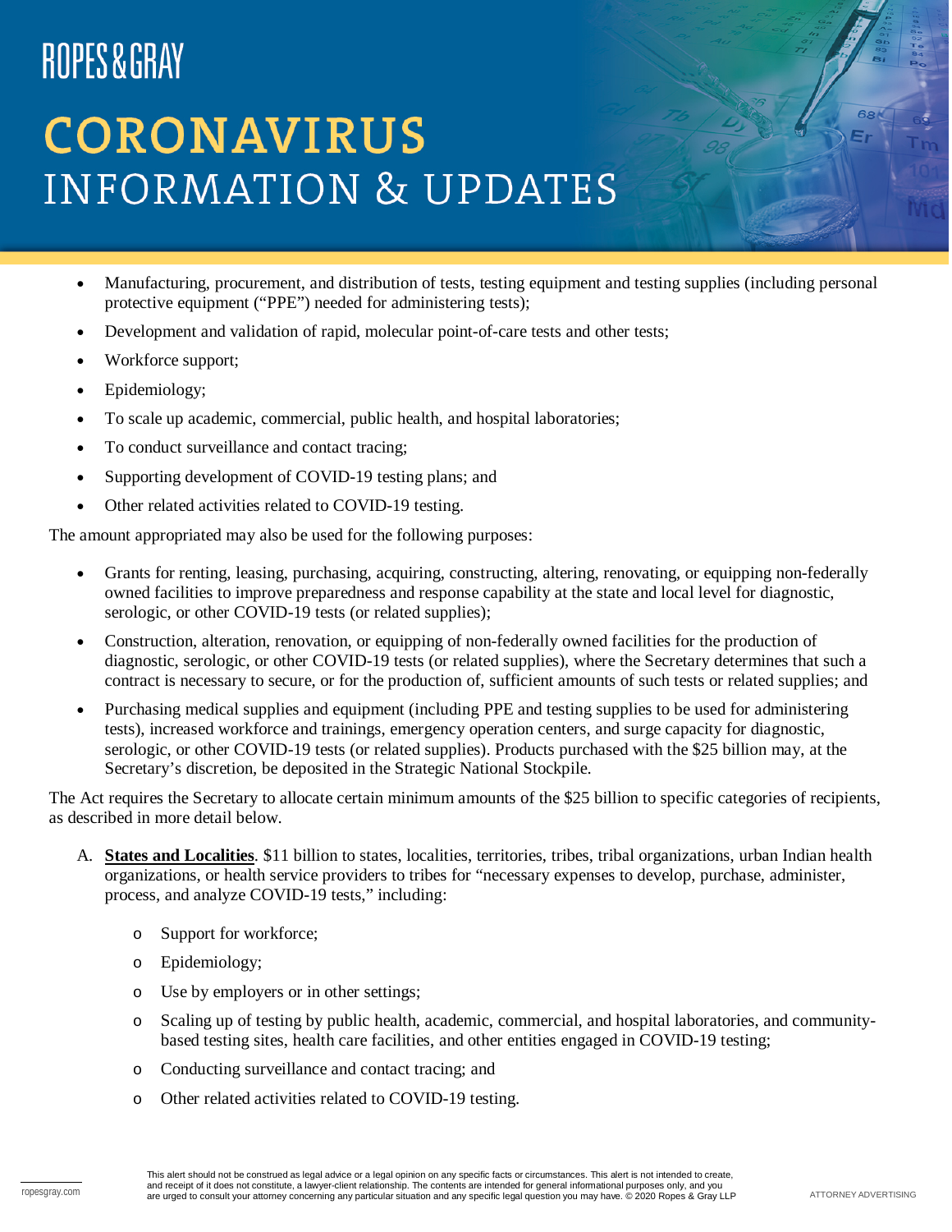- Manufacturing, procurement, and distribution of tests, testing equipment and testing supplies (including personal protective equipment ("PPE") needed for administering tests);
- Development and validation of rapid, molecular point-of-care tests and other tests;
- Workforce support;
- Epidemiology;
- To scale up academic, commercial, public health, and hospital laboratories;
- To conduct surveillance and contact tracing;
- Supporting development of COVID-19 testing plans; and
- Other related activities related to COVID-19 testing.

The amount appropriated may also be used for the following purposes:

- Grants for renting, leasing, purchasing, acquiring, constructing, altering, renovating, or equipping non-federally owned facilities to improve preparedness and response capability at the state and local level for diagnostic, serologic, or other COVID-19 tests (or related supplies);
- Construction, alteration, renovation, or equipping of non-federally owned facilities for the production of diagnostic, serologic, or other COVID-19 tests (or related supplies), where the Secretary determines that such a contract is necessary to secure, or for the production of, sufficient amounts of such tests or related supplies; and
- Purchasing medical supplies and equipment (including PPE and testing supplies to be used for administering tests), increased workforce and trainings, emergency operation centers, and surge capacity for diagnostic, serologic, or other COVID-19 tests (or related supplies). Products purchased with the $25 billion may, at the Secretary's discretion, be deposited in the Strategic National Stockpile.

The Act requires the Secretary to allocate certain minimum amounts of the $25 billion to specific categories of recipients, as described in more detail below.

A. **States and Localities**. $11 billion to states, localities, territories, tribes, tribal organizations, urban Indian health organizations, or health service providers to tribes for "necessary expenses to develop, purchase, administer, process, and analyze COVID-19 tests," including:

   - Support for workforce;
   - Epidemiology;
   - Use by employers or in other settings;
   - Scaling up of testing by public health, academic, commercial, and hospital laboratories, and community-based testing sites, health care facilities, and other entities engaged in COVID-19 testing;
   - Conducting surveillance and contact tracing; and
   - Other related activities related to COVID-19 testing.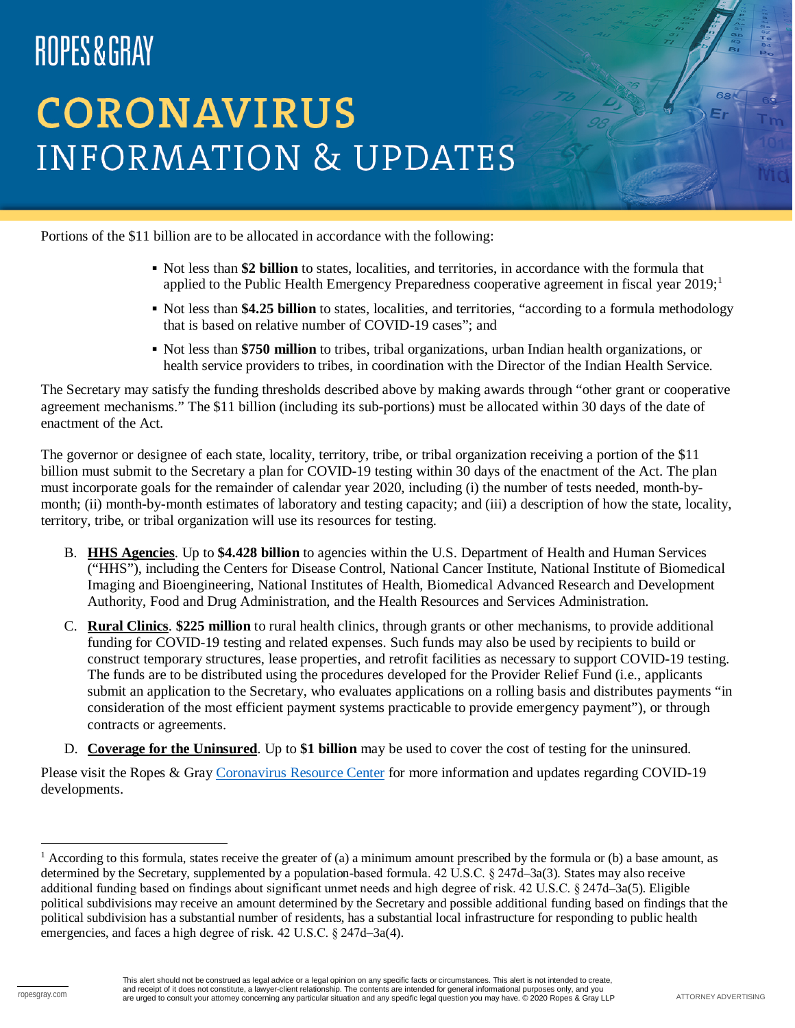Portions of the $11 billion are to be allocated in accordance with the following:

- Not less than **$2 billion** to states, localities, and territories, in accordance with the formula that applied to the Public Health Emergency Preparedness cooperative agreement in fiscal year 2019;[1]
- Not less than **$4.25 billion** to states, localities, and territories, "according to a formula methodology that is based on relative number of COVID-19 cases"; and
- Not less than **$750 million** to tribes, tribal organizations, urban Indian health organizations, or health service providers to tribes, in coordination with the Director of the Indian Health Service.

The Secretary may satisfy the funding thresholds described above by making awards through "other grant or cooperative agreement mechanisms." The $11 billion (including its sub-portions) must be allocated within 30 days of the date of enactment of the Act.

The governor or designee of each state, locality, territory, tribe, or tribal organization receiving a portion of the $11 billion must submit to the Secretary a plan for COVID-19 testing within 30 days of the enactment of the Act. The plan must incorporate goals for the remainder of calendar year 2020, including (i) the number of tests needed, month-by-month; (ii) month-by-month estimates of laboratory and testing capacity; and (iii) a description of how the state, locality, territory, tribe, or tribal organization will use its resources for testing.

B. **HHS Agencies**. Up to **$4.428 billion** to agencies within the U.S. Department of Health and Human Services ("HHS"), including the Centers for Disease Control, National Cancer Institute, National Institute of Biomedical Imaging and Bioengineering, National Institutes of Health, Biomedical Advanced Research and Development Authority, Food and Drug Administration, and the Health Resources and Services Administration.

C. **Rural Clinics**. **$225 million** to rural health clinics, through grants or other mechanisms, to provide additional funding for COVID-19 testing and related expenses. Such funds may also be used by recipients to build or construct temporary structures, lease properties, and retrofit facilities as necessary to support COVID-19 testing. The funds are to be distributed using the procedures developed for the Provider Relief Fund (i.e., applicants submit an application to the Secretary, who evaluates applications on a rolling basis and distributes payments "in consideration of the most efficient payment systems practicable to provide emergency payment"), or through contracts or agreements.

D. **Coverage for the Uninsured**. Up to **$1 billion** may be used to cover the cost of testing for the uninsured.

Please visit the Ropes & Gray Coronavirus Resource Center for more information and updates regarding COVID-19 developments.

---

[1] According to this formula, states receive the greater of (a) a minimum amount prescribed by the formula or (b) a base amount, as determined by the Secretary, supplemented by a population-based formula. 42 U.S.C. § 247d–3a(3). States may also receive additional funding based on findings about significant unmet needs and high degree of risk. 42 U.S.C. § 247d–3a(5). Eligible political subdivisions may receive an amount determined by the Secretary and possible additional funding based on findings that the political subdivision has a substantial number of residents, has a substantial local infrastructure for responding to public health emergencies, and faces a high degree of risk. 42 U.S.C. § 247d–3a(4).

This alert should not be construed as legal advice or a legal opinion on any specific facts or circumstances. This alert is not intended to create, and receipt of it does not constitute, a lawyer-client relationship. The contents are intended for general informational purposes only, and you are urged to consult your attorney concerning any particular situation and any specific legal question you may have. © 2020 Ropes & Gray LLP

ATTORNEY ADVERTISING